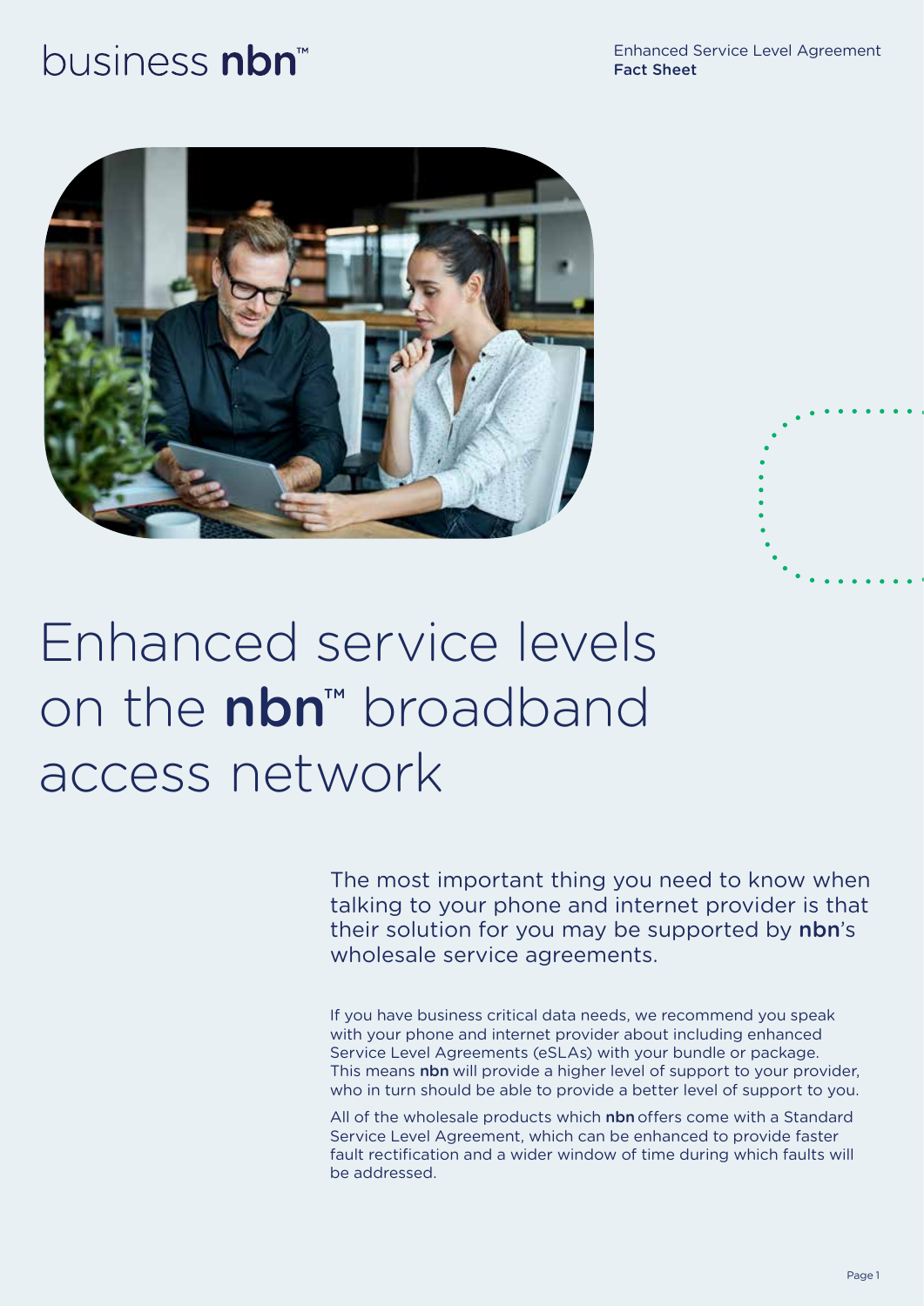business **nbn**™

Enhanced Service Level Agreement
**Fact Sheet**

# Enhanced service levels on the **nbn**™ broadband access network

The most important thing you need to know when talking to your phone and internet provider is that their solution for you may be supported by **nbn**'s wholesale service agreements.

If you have business critical data needs, we recommend you speak with your phone and internet provider about including enhanced Service Level Agreements (eSLAs) with your bundle or package. This means **nbn** will provide a higher level of support to your provider, who in turn should be able to provide a better level of support to you.

All of the wholesale products which **nbn** offers come with a Standard Service Level Agreement, which can be enhanced to provide faster fault rectification and a wider window of time during which faults will be addressed.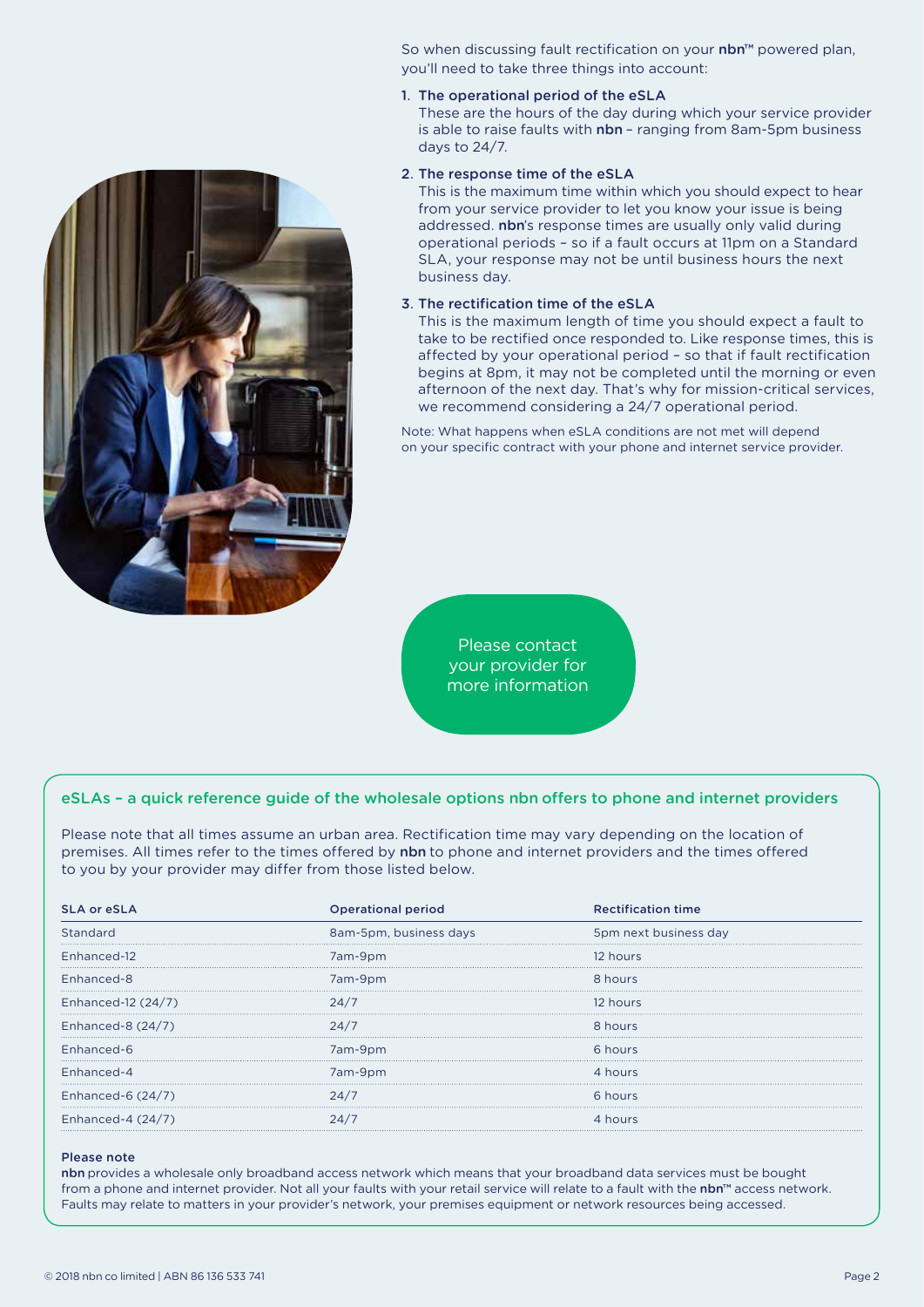So when discussing fault rectification on your **nbn**™ powered plan, you'll need to take three things into account:

1. **The operational period of the eSLA**
   These are the hours of the day during which your service provider is able to raise faults with **nbn** – ranging from 8am-5pm business days to 24/7.

2. **The response time of the eSLA**
   This is the maximum time within which you should expect to hear from your service provider to let you know your issue is being addressed. **nbn**'s response times are usually only valid during operational periods – so if a fault occurs at 11pm on a Standard SLA, your response may not be until business hours the next business day.

3. **The rectification time of the eSLA**
   This is the maximum length of time you should expect a fault to take to be rectified once responded to. Like response times, this is affected by your operational period – so that if fault rectification begins at 8pm, it may not be completed until the morning or even afternoon of the next day. That's why for mission-critical services, we recommend considering a 24/7 operational period.

Note: What happens when eSLA conditions are not met will depend on your specific contract with your phone and internet service provider.

Please contact your provider for more information

## eSLAs – a quick reference guide of the wholesale options nbn offers to phone and internet providers

Please note that all times assume an urban area. Rectification time may vary depending on the location of premises. All times refer to the times offered by **nbn** to phone and internet providers and the times offered to you by your provider may differ from those listed below.

| SLA or eSLA | Operational period | Rectification time |
|---|---|---|
| Standard | 8am-5pm, business days | 5pm next business day |
| Enhanced-12 | 7am-9pm | 12 hours |
| Enhanced-8 | 7am-9pm | 8 hours |
| Enhanced-12 (24/7) | 24/7 | 12 hours |
| Enhanced-8 (24/7) | 24/7 | 8 hours |
| Enhanced-6 | 7am-9pm | 6 hours |
| Enhanced-4 | 7am-9pm | 4 hours |
| Enhanced-6 (24/7) | 24/7 | 6 hours |
| Enhanced-4 (24/7) | 24/7 | 4 hours |

**Please note**

**nbn** provides a wholesale only broadband access network which means that your broadband data services must be bought from a phone and internet provider. Not all your faults with your retail service will relate to a fault with the **nbn**™ access network. Faults may relate to matters in your provider's network, your premises equipment or network resources being accessed.

© 2018 nbn co limited | ABN 86 136 533 741